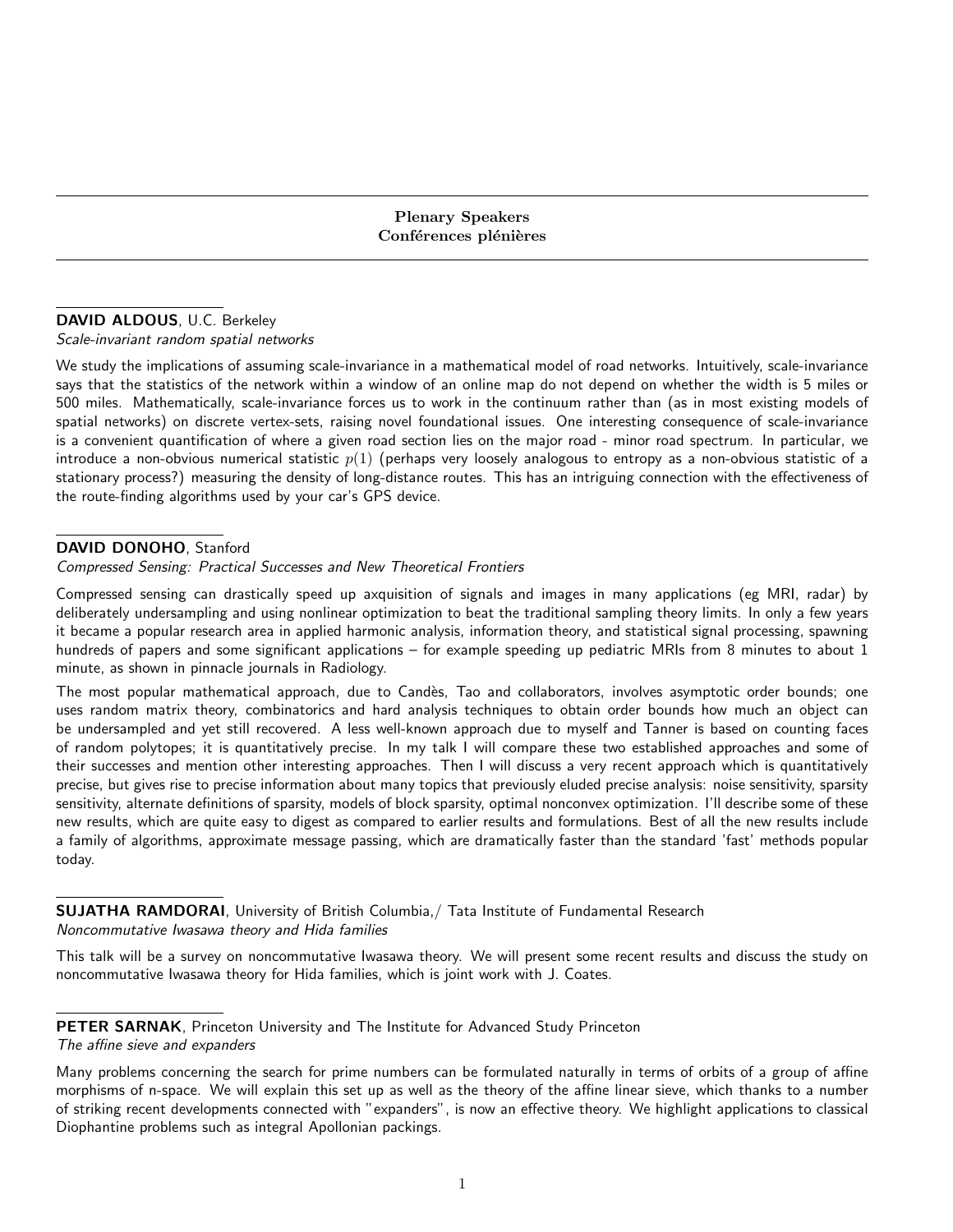# Plenary Speakers
# Conférences plénières

**DAVID ALDOUS**, U.C. Berkeley
*Scale-invariant random spatial networks*

We study the implications of assuming scale-invariance in a mathematical model of road networks. Intuitively, scale-invariance says that the statistics of the network within a window of an online map do not depend on whether the width is 5 miles or 500 miles. Mathematically, scale-invariance forces us to work in the continuum rather than (as in most existing models of spatial networks) on discrete vertex-sets, raising novel foundational issues. One interesting consequence of scale-invariance is a convenient quantification of where a given road section lies on the major road - minor road spectrum. In particular, we introduce a non-obvious numerical statistic $p(1)$ (perhaps very loosely analogous to entropy as a non-obvious statistic of a stationary process?) measuring the density of long-distance routes. This has an intriguing connection with the effectiveness of the route-finding algorithms used by your car's GPS device.

**DAVID DONOHO**, Stanford
*Compressed Sensing: Practical Successes and New Theoretical Frontiers*

Compressed sensing can drastically speed up axquisition of signals and images in many applications (eg MRI, radar) by deliberately undersampling and using nonlinear optimization to beat the traditional sampling theory limits. In only a few years it became a popular research area in applied harmonic analysis, information theory, and statistical signal processing, spawning hundreds of papers and some significant applications – for example speeding up pediatric MRIs from 8 minutes to about 1 minute, as shown in pinnacle journals in Radiology.

The most popular mathematical approach, due to Candès, Tao and collaborators, involves asymptotic order bounds; one uses random matrix theory, combinatorics and hard analysis techniques to obtain order bounds how much an object can be undersampled and yet still recovered. A less well-known approach due to myself and Tanner is based on counting faces of random polytopes; it is quantitatively precise. In my talk I will compare these two established approaches and some of their successes and mention other interesting approaches. Then I will discuss a very recent approach which is quantitatively precise, but gives rise to precise information about many topics that previously eluded precise analysis: noise sensitivity, sparsity sensitivity, alternate definitions of sparsity, models of block sparsity, optimal nonconvex optimization. I'll describe some of these new results, which are quite easy to digest as compared to earlier results and formulations. Best of all the new results include a family of algorithms, approximate message passing, which are dramatically faster than the standard 'fast' methods popular today.

**SUJATHA RAMDORAI**, University of British Columbia,/ Tata Institute of Fundamental Research
*Noncommutative Iwasawa theory and Hida families*

This talk will be a survey on noncommutative Iwasawa theory. We will present some recent results and discuss the study on noncommutative Iwasawa theory for Hida families, which is joint work with J. Coates.

**PETER SARNAK**, Princeton University and The Institute for Advanced Study Princeton
*The affine sieve and expanders*

Many problems concerning the search for prime numbers can be formulated naturally in terms of orbits of a group of affine morphisms of n-space. We will explain this set up as well as the theory of the affine linear sieve, which thanks to a number of striking recent developments connected with "expanders", is now an effective theory. We highlight applications to classical Diophantine problems such as integral Apollonian packings.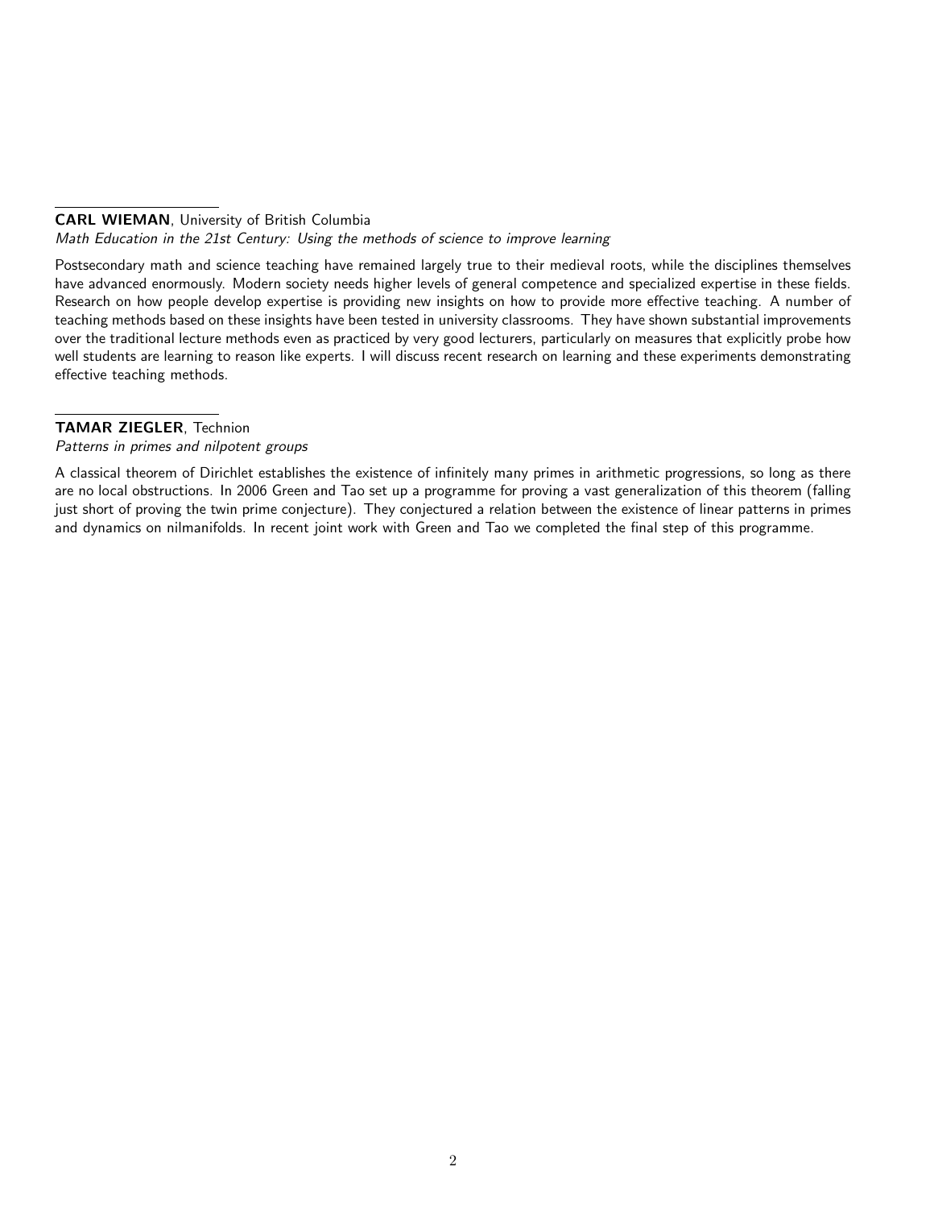**CARL WIEMAN**, University of British Columbia
*Math Education in the 21st Century: Using the methods of science to improve learning*

Postsecondary math and science teaching have remained largely true to their medieval roots, while the disciplines themselves have advanced enormously. Modern society needs higher levels of general competence and specialized expertise in these fields. Research on how people develop expertise is providing new insights on how to provide more effective teaching. A number of teaching methods based on these insights have been tested in university classrooms. They have shown substantial improvements over the traditional lecture methods even as practiced by very good lecturers, particularly on measures that explicitly probe how well students are learning to reason like experts. I will discuss recent research on learning and these experiments demonstrating effective teaching methods.

**TAMAR ZIEGLER**, Technion
*Patterns in primes and nilpotent groups*

A classical theorem of Dirichlet establishes the existence of infinitely many primes in arithmetic progressions, so long as there are no local obstructions. In 2006 Green and Tao set up a programme for proving a vast generalization of this theorem (falling just short of proving the twin prime conjecture). They conjectured a relation between the existence of linear patterns in primes and dynamics on nilmanifolds. In recent joint work with Green and Tao we completed the final step of this programme.